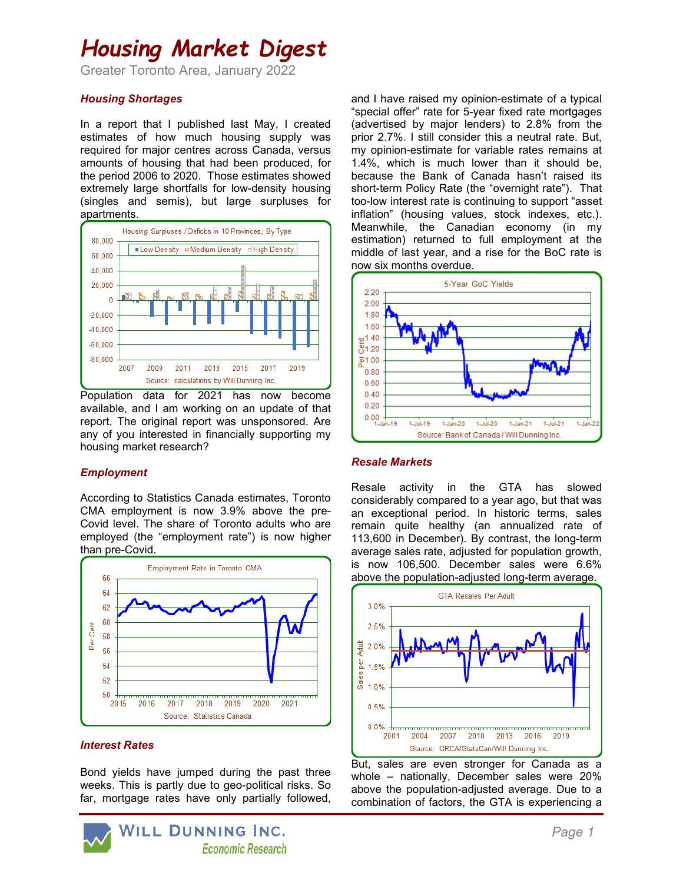# Housing Market Digest

Greater Toronto Area, January 2022

### Housing Shortages

In a report that I published last May, I created estimates of how much housing supply was required for major centres across Canada, versus amounts of housing that had been produced, for the period 2006 to 2020. Those estimates showed extremely large shortfalls for low-density housing (singles and semis), but large surpluses for apartments.

Population data for 2021 has now become available, and I am working on an update of that report. The original report was unsponsored. Are any of you interested in financially supporting my housing market research?

### Employment

According to Statistics Canada estimates, Toronto CMA employment is now 3.9% above the pre-Covid level. The share of Toronto adults who are employed (the "employment rate") is now higher than pre-Covid.

### Interest Rates

Bond yields have jumped during the past three weeks. This is partly due to geo-political risks. So far, mortgage rates have only partially followed, and I have raised my opinion-estimate of a typical "special offer" rate for 5-year fixed rate mortgages (advertised by major lenders) to 2.8% from the prior 2.7%. I still consider this a neutral rate. But, my opinion-estimate for variable rates remains at 1.4%, which is much lower than it should be, because the Bank of Canada hasn't raised its short-term Policy Rate (the "overnight rate"). That too-low interest rate is continuing to support "asset inflation" (housing values, stock indexes, etc.). Meanwhile, the Canadian economy (in my estimation) returned to full employment at the middle of last year, and a rise for the BoC rate is now six months overdue.

### Resale Markets

Resale activity in the GTA has slowed considerably compared to a year ago, but that was an exceptional period. In historic terms, sales remain quite healthy (an annualized rate of 113,600 in December). By contrast, the long-term average sales rate, adjusted for population growth, is now 106,500. December sales were 6.6% above the population-adjusted long-term average.

But, sales are even stronger for Canada as a whole – nationally, December sales were 20% above the population-adjusted average. Due to a combination of factors, the GTA is experiencing a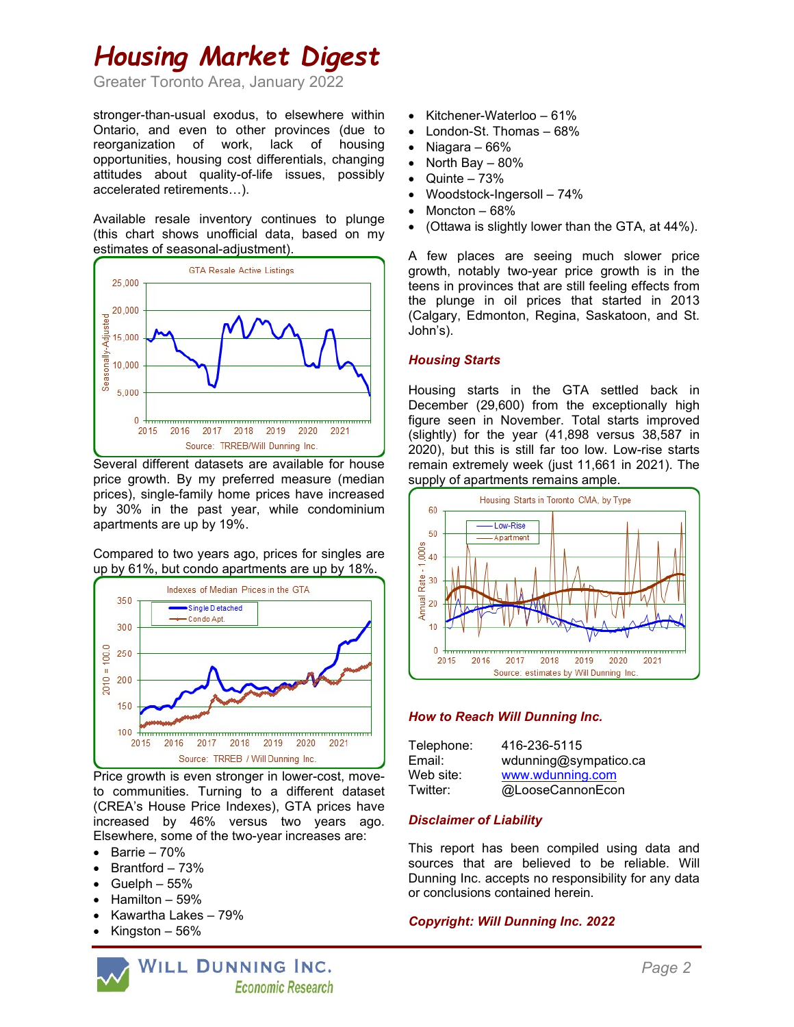# Housing Market Digest

Greater Toronto Area, January 2022

stronger-than-usual exodus, to elsewhere within Ontario, and even to other provinces (due to reorganization of work, lack of housing opportunities, housing cost differentials, changing attitudes about quality-of-life issues, possibly accelerated retirements…).

Available resale inventory continues to plunge (this chart shows unofficial data, based on my estimates of seasonal-adjustment).

GTA Resale Active Listings
Seasonally-Adjusted
25,000
20,000
15,000
10,000
5,000
0
2015 2016 2017 2018 2019 2020 2021
Source: TRREB/Will Dunning Inc.

Several different datasets are available for house price growth. By my preferred measure (median prices), single-family home prices have increased by 30% in the past year, while condominium apartments are up by 19%.

Compared to two years ago, prices for singles are up by 61%, but condo apartments are up by 18%.

Indexes of Median Prices in the GTA
Single Detached
Condo Apt.
2010 = 100.0
350
300
250
200
150
100
2015 2016 2017 2018 2019 2020 2021
Source: TRREB / Will Dunning Inc.

Price growth is even stronger in lower-cost, move-to communities. Turning to a different dataset (CREA's House Price Indexes), GTA prices have increased by 46% versus two years ago. Elsewhere, some of the two-year increases are:

- Barrie – 70%
- Brantford – 73%
- Guelph – 55%
- Hamilton – 59%
- Kawartha Lakes – 79%
- Kingston – 56%
- Kitchener-Waterloo – 61%
- London-St. Thomas – 68%
- Niagara – 66%
- North Bay – 80%
- Quinte – 73%
- Woodstock-Ingersoll – 74%
- Moncton – 68%
- (Ottawa is slightly lower than the GTA, at 44%).

A few places are seeing much slower price growth, notably two-year price growth is in the teens in provinces that are still feeling effects from the plunge in oil prices that started in 2013 (Calgary, Edmonton, Regina, Saskatoon, and St. John's).

### *Housing Starts*

Housing starts in the GTA settled back in December (29,600) from the exceptionally high figure seen in November. Total starts improved (slightly) for the year (41,898 versus 38,587 in 2020), but this is still far too low. Low-rise starts remain extremely week (just 11,661 in 2021). The supply of apartments remains ample.

Housing Starts in Toronto CMA, by Type
Low-Rise
Apartment
Annual Rate - 1,000s
60
50
40
30
20
10
0
2015 2016 2017 2018 2019 2020 2021
Source: estimates by Will Dunning Inc.

### *How to Reach Will Dunning Inc.*

| | |
|---|---|
| Telephone: | 416-236-5115 |
| Email: | wdunning@sympatico.ca |
| Web site: | www.wdunning.com |
| Twitter: | @LooseCannonEcon |

### *Disclaimer of Liability*

This report has been compiled using data and sources that are believed to be reliable. Will Dunning Inc. accepts no responsibility for any data or conclusions contained herein.

***Copyright: Will Dunning Inc. 2022***

WILL DUNNING INC.
Economic Research